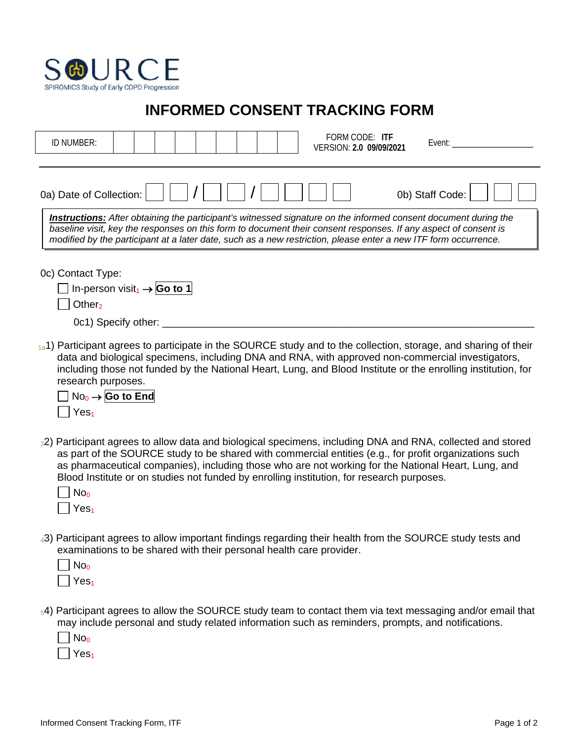SOURCE
SPIROMICS Study of Early COPD Progression

# INFORMED CONSENT TRACKING FORM

| ID NUMBER: | | | | | | | | | |
|---|---|---|---|---|---|---|---|---|---|

FORM CODE: **ITF**
VERSION: **2.0 09/09/2021**

Event: ___________________

0a) Date of Collection: ☐☐ / ☐☐ / ☐☐☐☐ 0b) Staff Code: ☐☐☐

***Instructions:*** *After obtaining the participant's witnessed signature on the informed consent document during the baseline visit, key the responses on this form to document their consent responses. If any aspect of consent is modified by the participant at a later date, such as a new restriction, please enter a new ITF form occurrence.*

0c) Contact Type:

- ☐ In-person visit$_1$ → **Go to 1**
- ☐ Other$_2$

0c1) Specify other: ___________________________________________________________

1a 1) Participant agrees to participate in the SOURCE study and to the collection, storage, and sharing of their data and biological specimens, including DNA and RNA, with approved non-commercial investigators, including those not funded by the National Heart, Lung, and Blood Institute or the enrolling institution, for research purposes.

- ☐ No$_0$ → **Go to End**
- ☐ Yes$_1$

3 2) Participant agrees to allow data and biological specimens, including DNA and RNA, collected and stored as part of the SOURCE study to be shared with commercial entities (e.g., for profit organizations such as pharmaceutical companies), including those who are not working for the National Heart, Lung, and Blood Institute or on studies not funded by enrolling institution, for research purposes.

- ☐ No$_0$
- ☐ Yes$_1$

4 3) Participant agrees to allow important findings regarding their health from the SOURCE study tests and examinations to be shared with their personal health care provider.

- ☐ No$_0$
- ☐ Yes$_1$

5 4) Participant agrees to allow the SOURCE study team to contact them via text messaging and/or email that may include personal and study related information such as reminders, prompts, and notifications.

- ☐ No$_0$
- ☐ Yes$_1$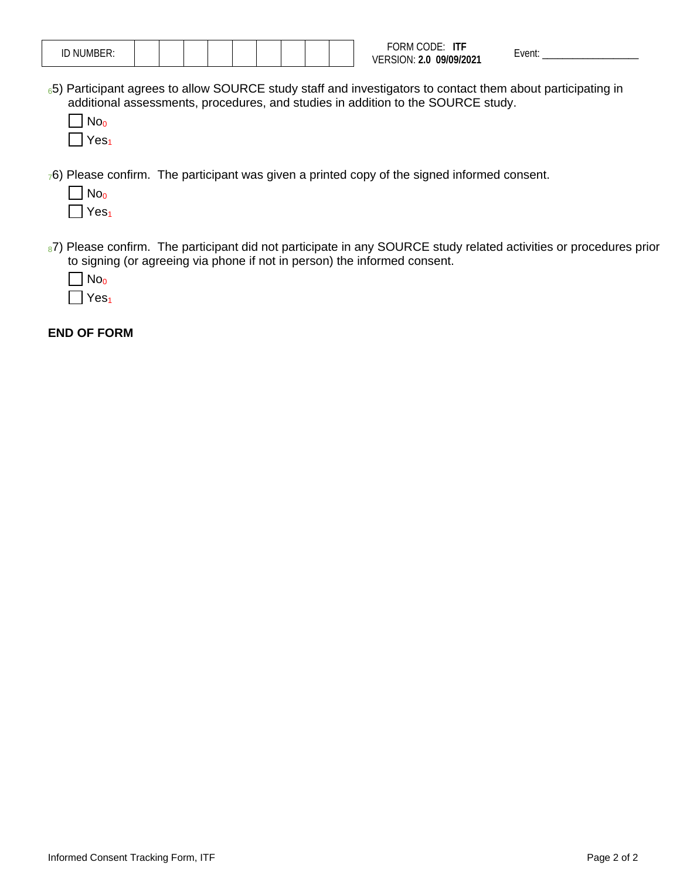| ID NUMBER: | | | | | | | | | |
| --- | --- | --- | --- | --- | --- | --- | --- | --- | --- |

FORM CODE: **ITF**
VERSION: **2.0 09/09/2021**

Event: ___________________

$_6$5) Participant agrees to allow SOURCE study staff and investigators to contact them about participating in additional assessments, procedures, and studies in addition to the SOURCE study.

- ☐ No$_0$
- ☐ Yes$_1$

$_7$6) Please confirm. The participant was given a printed copy of the signed informed consent.

- ☐ No$_0$
- ☐ Yes$_1$

$_8$7) Please confirm. The participant did not participate in any SOURCE study related activities or procedures prior to signing (or agreeing via phone if not in person) the informed consent.

- ☐ No$_0$
- ☐ Yes$_1$

**END OF FORM**